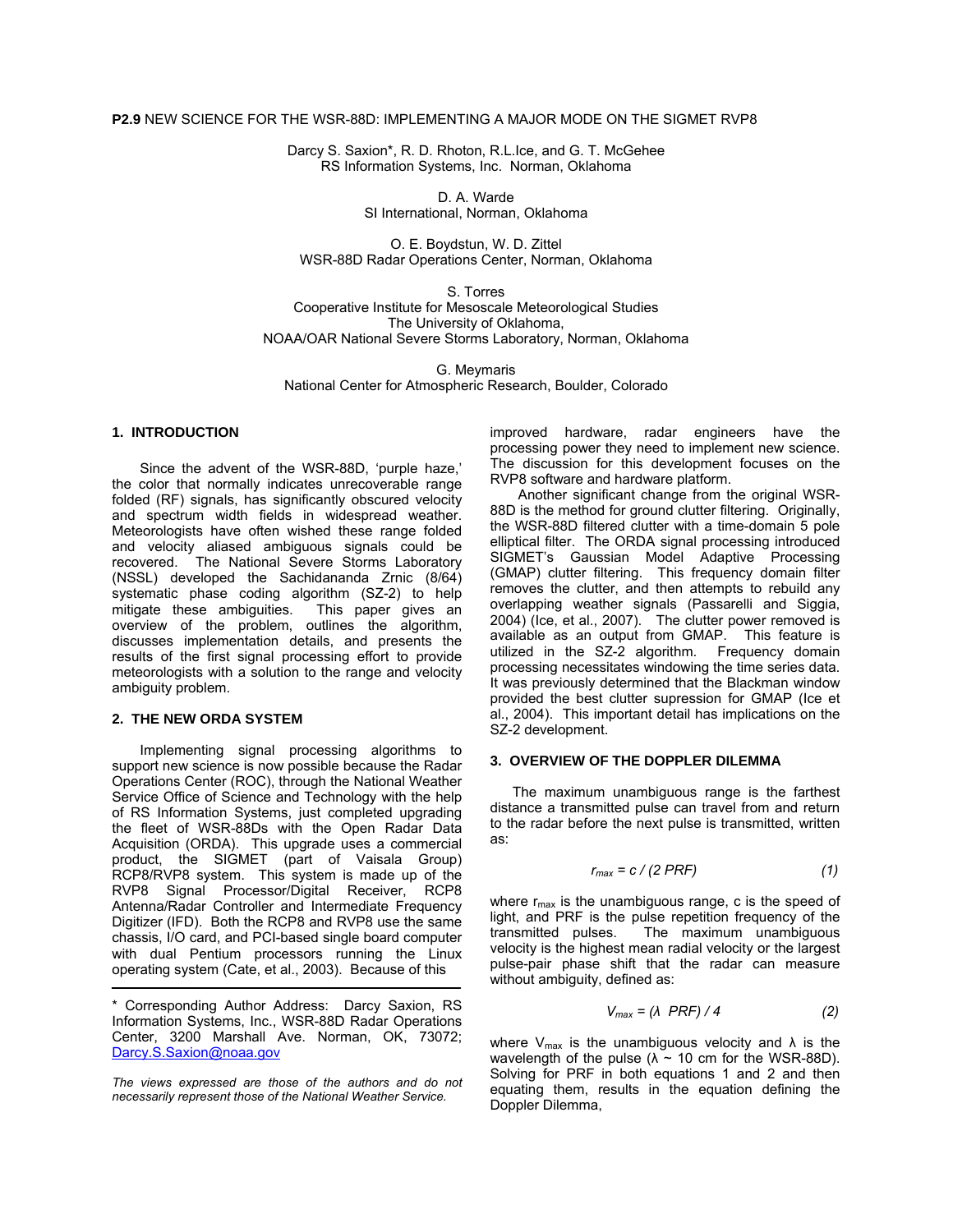**P2.9** NEW SCIENCE FOR THE WSR-88D: IMPLEMENTING A MAJOR MODE ON THE SIGMET RVP8

Darcy S. Saxion*, R. D. Rhoton, R.L.Ice, and G. T. McGehee
RS Information Systems, Inc. Norman, Oklahoma

D. A. Warde
SI International, Norman, Oklahoma

O. E. Boydstun, W. D. Zittel
WSR-88D Radar Operations Center, Norman, Oklahoma

S. Torres
Cooperative Institute for Mesoscale Meteorological Studies
The University of Oklahoma,
NOAA/OAR National Severe Storms Laboratory, Norman, Oklahoma

G. Meymaris
National Center for Atmospheric Research, Boulder, Colorado

## 1. INTRODUCTION

Since the advent of the WSR-88D, 'purple haze,' the color that normally indicates unrecoverable range folded (RF) signals, has significantly obscured velocity and spectrum width fields in widespread weather. Meteorologists have often wished these range folded and velocity aliased ambiguous signals could be recovered. The National Severe Storms Laboratory (NSSL) developed the Sachidananda Zrnic (8/64) systematic phase coding algorithm (SZ-2) to help mitigate these ambiguities. This paper gives an overview of the problem, outlines the algorithm, discusses implementation details, and presents the results of the first signal processing effort to provide meteorologists with a solution to the range and velocity ambiguity problem.

## 2. THE NEW ORDA SYSTEM

Implementing signal processing algorithms to support new science is now possible because the Radar Operations Center (ROC), through the National Weather Service Office of Science and Technology with the help of RS Information Systems, just completed upgrading the fleet of WSR-88Ds with the Open Radar Data Acquisition (ORDA). This upgrade uses a commercial product, the SIGMET (part of Vaisala Group) RCP8/RVP8 system. This system is made up of the RVP8 Signal Processor/Digital Receiver, RCP8 Antenna/Radar Controller and Intermediate Frequency Digitizer (IFD). Both the RCP8 and RVP8 use the same chassis, I/O card, and PCI-based single board computer with dual Pentium processors running the Linux operating system (Cate, et al., 2003). Because of this improved hardware, radar engineers have the processing power they need to implement new science. The discussion for this development focuses on the RVP8 software and hardware platform.

Another significant change from the original WSR-88D is the method for ground clutter filtering. Originally, the WSR-88D filtered clutter with a time-domain 5 pole elliptical filter. The ORDA signal processing introduced SIGMET's Gaussian Model Adaptive Processing (GMAP) clutter filtering. This frequency domain filter removes the clutter, and then attempts to rebuild any overlapping weather signals (Passarelli and Siggia, 2004) (Ice, et al., 2007). The clutter power removed is available as an output from GMAP. This feature is utilized in the SZ-2 algorithm. Frequency domain processing necessitates windowing the time series data. It was previously determined that the Blackman window provided the best clutter supression for GMAP (Ice et al., 2004). This important detail has implications on the SZ-2 development.

## 3. OVERVIEW OF THE DOPPLER DILEMMA

The maximum unambiguous range is the farthest distance a transmitted pulse can travel from and return to the radar before the next pulse is transmitted, written as:

$$r_{max} = c / (2\ PRF) \qquad (1)$$

where $r_{max}$ is the unambiguous range, c is the speed of light, and PRF is the pulse repetition frequency of the transmitted pulses. The maximum unambiguous velocity is the highest mean radial velocity or the largest pulse-pair phase shift that the radar can measure without ambiguity, defined as:

$$V_{max} = (\lambda\ \ PRF) / 4 \qquad (2)$$

where $V_{max}$ is the unambiguous velocity and λ is the wavelength of the pulse (λ ~ 10 cm for the WSR-88D). Solving for PRF in both equations 1 and 2 and then equating them, results in the equation defining the Doppler Dilemma,

---

\* Corresponding Author Address: Darcy Saxion, RS Information Systems, Inc., WSR-88D Radar Operations Center, 3200 Marshall Ave. Norman, OK, 73072; Darcy.S.Saxion@noaa.gov

*The views expressed are those of the authors and do not necessarily represent those of the National Weather Service.*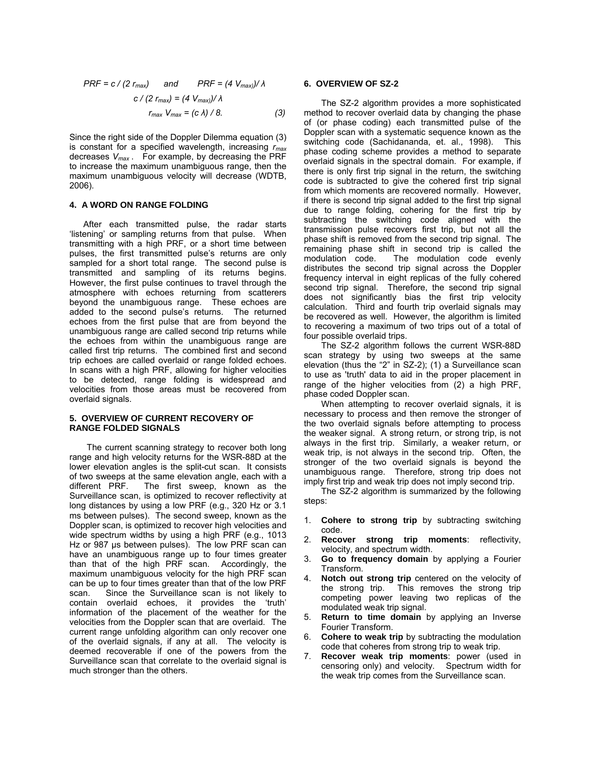$$PRF = c / (2\, r_{max}) \quad \text{and} \quad PRF = (4\, V_{max}) / \lambda$$

$$c / (2\, r_{max}) = (4\, V_{max}) / \lambda$$

$$r_{max}\, V_{max} = (c\, \lambda) / 8. \qquad (3)$$

Since the right side of the Doppler Dilemma equation (3) is constant for a specified wavelength, increasing $r_{max}$ decreases $V_{max}$. For example, by decreasing the PRF to increase the maximum unambiguous range, then the maximum unambiguous velocity will decrease (WDTB, 2006).

## 4. A WORD ON RANGE FOLDING

After each transmitted pulse, the radar starts 'listening' or sampling returns from that pulse. When transmitting with a high PRF, or a short time between pulses, the first transmitted pulse's returns are only sampled for a short total range. The second pulse is transmitted and sampling of its returns begins. However, the first pulse continues to travel through the atmosphere with echoes returning from scatterers beyond the unambiguous range. These echoes are added to the second pulse's returns. The returned echoes from the first pulse that are from beyond the unambiguous range are called second trip returns while the echoes from within the unambiguous range are called first trip returns. The combined first and second trip echoes are called overlaid or range folded echoes. In scans with a high PRF, allowing for higher velocities to be detected, range folding is widespread and velocities from those areas must be recovered from overlaid signals.

## 5. OVERVIEW OF CURRENT RECOVERY OF RANGE FOLDED SIGNALS

The current scanning strategy to recover both long range and high velocity returns for the WSR-88D at the lower elevation angles is the split-cut scan. It consists of two sweeps at the same elevation angle, each with a different PRF. The first sweep, known as the Surveillance scan, is optimized to recover reflectivity at long distances by using a low PRF (e.g., 320 Hz or 3.1 ms between pulses). The second sweep, known as the Doppler scan, is optimized to recover high velocities and wide spectrum widths by using a high PRF (e.g., 1013 Hz or 987 μs between pulses). The low PRF scan can have an unambiguous range up to four times greater than that of the high PRF scan. Accordingly, the maximum unambiguous velocity for the high PRF scan can be up to four times greater than that of the low PRF scan. Since the Surveillance scan is not likely to contain overlaid echoes, it provides the 'truth' information of the placement of the weather for the velocities from the Doppler scan that are overlaid. The current range unfolding algorithm can only recover one of the overlaid signals, if any at all. The velocity is deemed recoverable if one of the powers from the Surveillance scan that correlate to the overlaid signal is much stronger than the others.

## 6. OVERVIEW OF SZ-2

The SZ-2 algorithm provides a more sophisticated method to recover overlaid data by changing the phase of (or phase coding) each transmitted pulse of the Doppler scan with a systematic sequence known as the switching code (Sachidananda, et. al., 1998). This phase coding scheme provides a method to separate overlaid signals in the spectral domain. For example, if there is only first trip signal in the return, the switching code is subtracted to give the cohered first trip signal from which moments are recovered normally. However, if there is second trip signal added to the first trip signal due to range folding, cohering for the first trip by subtracting the switching code aligned with the transmission pulse recovers first trip, but not all the phase shift is removed from the second trip signal. The remaining phase shift in second trip is called the modulation code. The modulation code evenly distributes the second trip signal across the Doppler frequency interval in eight replicas of the fully cohered second trip signal. Therefore, the second trip signal does not significantly bias the first trip velocity calculation. Third and fourth trip overlaid signals may be recovered as well. However, the algorithm is limited to recovering a maximum of two trips out of a total of four possible overlaid trips.

The SZ-2 algorithm follows the current WSR-88D scan strategy by using two sweeps at the same elevation (thus the "2" in SZ-2); (1) a Surveillance scan to use as 'truth' data to aid in the proper placement in range of the higher velocities from (2) a high PRF, phase coded Doppler scan.

When attempting to recover overlaid signals, it is necessary to process and then remove the stronger of the two overlaid signals before attempting to process the weaker signal. A strong return, or strong trip, is not always in the first trip. Similarly, a weaker return, or weak trip, is not always in the second trip. Often, the stronger of the two overlaid signals is beyond the unambiguous range. Therefore, strong trip does not imply first trip and weak trip does not imply second trip.

The SZ-2 algorithm is summarized by the following steps:

1. **Cohere to strong trip** by subtracting switching code.
2. **Recover strong trip moments**: reflectivity, velocity, and spectrum width.
3. **Go to frequency domain** by applying a Fourier Transform.
4. **Notch out strong trip** centered on the velocity of the strong trip. This removes the strong trip competing power leaving two replicas of the modulated weak trip signal.
5. **Return to time domain** by applying an Inverse Fourier Transform.
6. **Cohere to weak trip** by subtracting the modulation code that coheres from strong trip to weak trip.
7. **Recover weak trip moments**: power (used in censoring only) and velocity. Spectrum width for the weak trip comes from the Surveillance scan.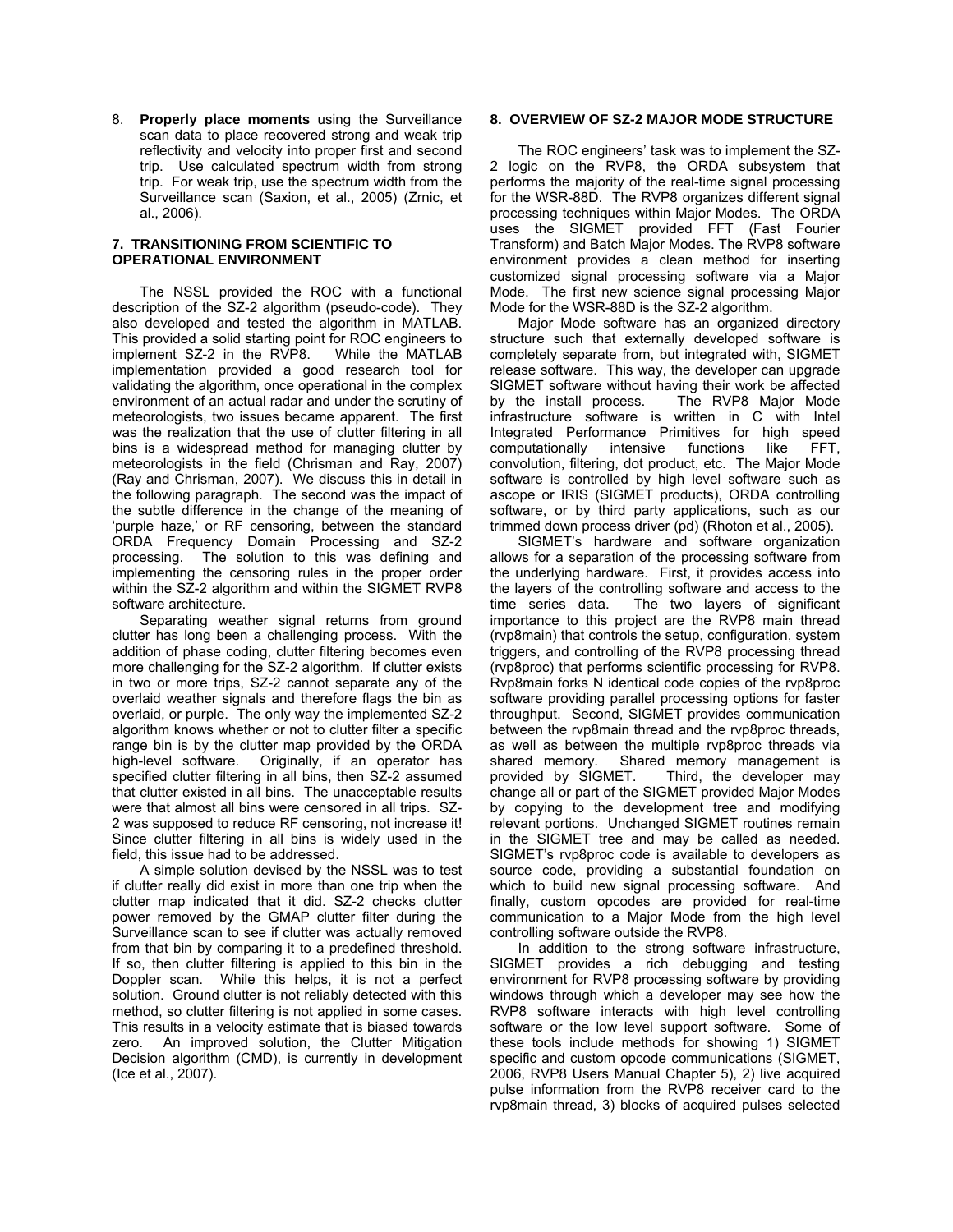8. **Properly place moments** using the Surveillance scan data to place recovered strong and weak trip reflectivity and velocity into proper first and second trip. Use calculated spectrum width from strong trip. For weak trip, use the spectrum width from the Surveillance scan (Saxion, et al., 2005) (Zrnic, et al., 2006).

### 7. TRANSITIONING FROM SCIENTIFIC TO OPERATIONAL ENVIRONMENT

The NSSL provided the ROC with a functional description of the SZ-2 algorithm (pseudo-code). They also developed and tested the algorithm in MATLAB. This provided a solid starting point for ROC engineers to implement SZ-2 in the RVP8. While the MATLAB implementation provided a good research tool for validating the algorithm, once operational in the complex environment of an actual radar and under the scrutiny of meteorologists, two issues became apparent. The first was the realization that the use of clutter filtering in all bins is a widespread method for managing clutter by meteorologists in the field (Chrisman and Ray, 2007) (Ray and Chrisman, 2007). We discuss this in detail in the following paragraph. The second was the impact of the subtle difference in the change of the meaning of 'purple haze,' or RF censoring, between the standard ORDA Frequency Domain Processing and SZ-2 processing. The solution to this was defining and implementing the censoring rules in the proper order within the SZ-2 algorithm and within the SIGMET RVP8 software architecture.

Separating weather signal returns from ground clutter has long been a challenging process. With the addition of phase coding, clutter filtering becomes even more challenging for the SZ-2 algorithm. If clutter exists in two or more trips, SZ-2 cannot separate any of the overlaid weather signals and therefore flags the bin as overlaid, or purple. The only way the implemented SZ-2 algorithm knows whether or not to clutter filter a specific range bin is by the clutter map provided by the ORDA high-level software. Originally, if an operator has specified clutter filtering in all bins, then SZ-2 assumed that clutter existed in all bins. The unacceptable results were that almost all bins were censored in all trips. SZ-2 was supposed to reduce RF censoring, not increase it! Since clutter filtering in all bins is widely used in the field, this issue had to be addressed.

A simple solution devised by the NSSL was to test if clutter really did exist in more than one trip when the clutter map indicated that it did. SZ-2 checks clutter power removed by the GMAP clutter filter during the Surveillance scan to see if clutter was actually removed from that bin by comparing it to a predefined threshold. If so, then clutter filtering is applied to this bin in the Doppler scan. While this helps, it is not a perfect solution. Ground clutter is not reliably detected with this method, so clutter filtering is not applied in some cases. This results in a velocity estimate that is biased towards zero. An improved solution, the Clutter Mitigation Decision algorithm (CMD), is currently in development (Ice et al., 2007).

### 8. OVERVIEW OF SZ-2 MAJOR MODE STRUCTURE

The ROC engineers' task was to implement the SZ-2 logic on the RVP8, the ORDA subsystem that performs the majority of the real-time signal processing for the WSR-88D. The RVP8 organizes different signal processing techniques within Major Modes. The ORDA uses the SIGMET provided FFT (Fast Fourier Transform) and Batch Major Modes. The RVP8 software environment provides a clean method for inserting customized signal processing software via a Major Mode. The first new science signal processing Major Mode for the WSR-88D is the SZ-2 algorithm.

Major Mode software has an organized directory structure such that externally developed software is completely separate from, but integrated with, SIGMET release software. This way, the developer can upgrade SIGMET software without having their work be affected by the install process. The RVP8 Major Mode infrastructure software is written in C with Intel Integrated Performance Primitives for high speed computationally intensive functions like FFT, convolution, filtering, dot product, etc. The Major Mode software is controlled by high level software such as ascope or IRIS (SIGMET products), ORDA controlling software, or by third party applications, such as our trimmed down process driver (pd) (Rhoton et al., 2005).

SIGMET's hardware and software organization allows for a separation of the processing software from the underlying hardware. First, it provides access into the layers of the controlling software and access to the time series data. The two layers of significant importance to this project are the RVP8 main thread (rvp8main) that controls the setup, configuration, system triggers, and controlling of the RVP8 processing thread (rvp8proc) that performs scientific processing for RVP8. Rvp8main forks N identical code copies of the rvp8proc software providing parallel processing options for faster throughput. Second, SIGMET provides communication between the rvp8main thread and the rvp8proc threads, as well as between the multiple rvp8proc threads via shared memory. Shared memory management is provided by SIGMET. Third, the developer may change all or part of the SIGMET provided Major Modes by copying to the development tree and modifying relevant portions. Unchanged SIGMET routines remain in the SIGMET tree and may be called as needed. SIGMET's rvp8proc code is available to developers as source code, providing a substantial foundation on which to build new signal processing software. And finally, custom opcodes are provided for real-time communication to a Major Mode from the high level controlling software outside the RVP8.

In addition to the strong software infrastructure, SIGMET provides a rich debugging and testing environment for RVP8 processing software by providing windows through which a developer may see how the RVP8 software interacts with high level controlling software or the low level support software. Some of these tools include methods for showing 1) SIGMET specific and custom opcode communications (SIGMET, 2006, RVP8 Users Manual Chapter 5), 2) live acquired pulse information from the RVP8 receiver card to the rvp8main thread, 3) blocks of acquired pulses selected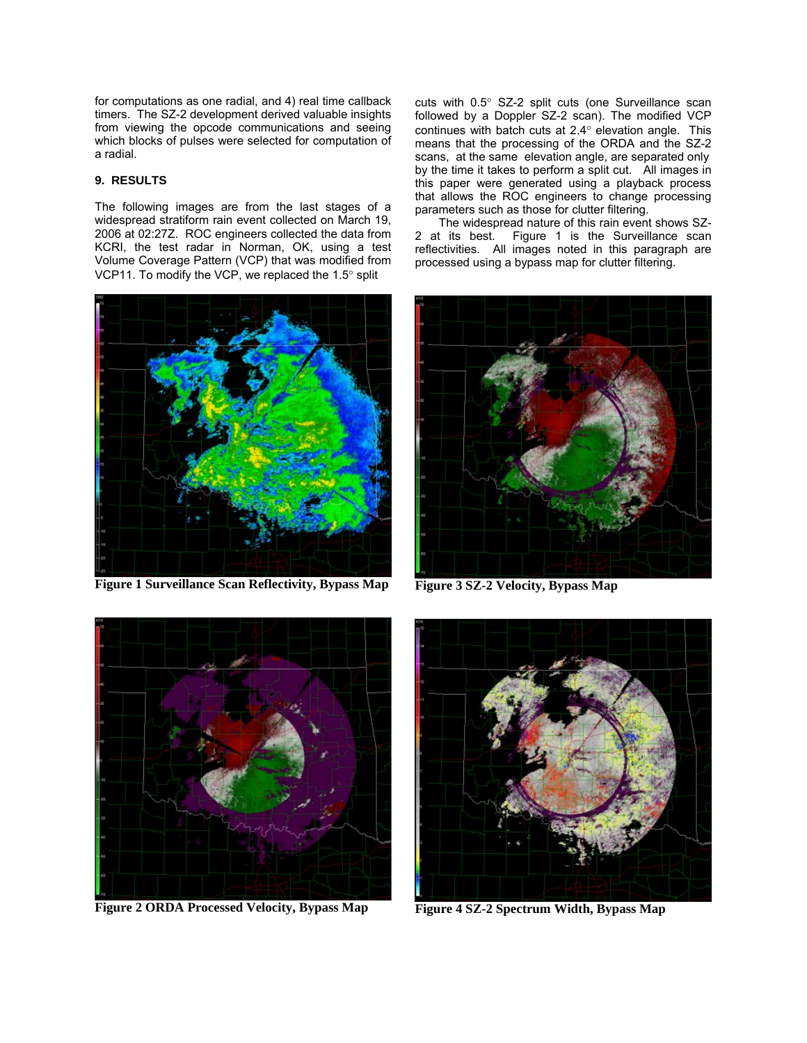for computations as one radial, and 4) real time callback timers. The SZ-2 development derived valuable insights from viewing the opcode communications and seeing which blocks of pulses were selected for computation of a radial.

## 9. RESULTS

The following images are from the last stages of a widespread stratiform rain event collected on March 19, 2006 at 02:27Z. ROC engineers collected the data from KCRI, the test radar in Norman, OK, using a test Volume Coverage Pattern (VCP) that was modified from VCP11. To modify the VCP, we replaced the 1.5° split cuts with 0.5° SZ-2 split cuts (one Surveillance scan followed by a Doppler SZ-2 scan). The modified VCP continues with batch cuts at 2.4° elevation angle. This means that the processing of the ORDA and the SZ-2 scans, at the same elevation angle, are separated only by the time it takes to perform a split cut. All images in this paper were generated using a playback process that allows the ROC engineers to change processing parameters such as those for clutter filtering.

The widespread nature of this rain event shows SZ-2 at its best. Figure 1 is the Surveillance scan reflectivities. All images noted in this paragraph are processed using a bypass map for clutter filtering.

**Figure 1 Surveillance Scan Reflectivity, Bypass Map**

**Figure 2 ORDA Processed Velocity, Bypass Map**

**Figure 3 SZ-2 Velocity, Bypass Map**

**Figure 4 SZ-2 Spectrum Width, Bypass Map**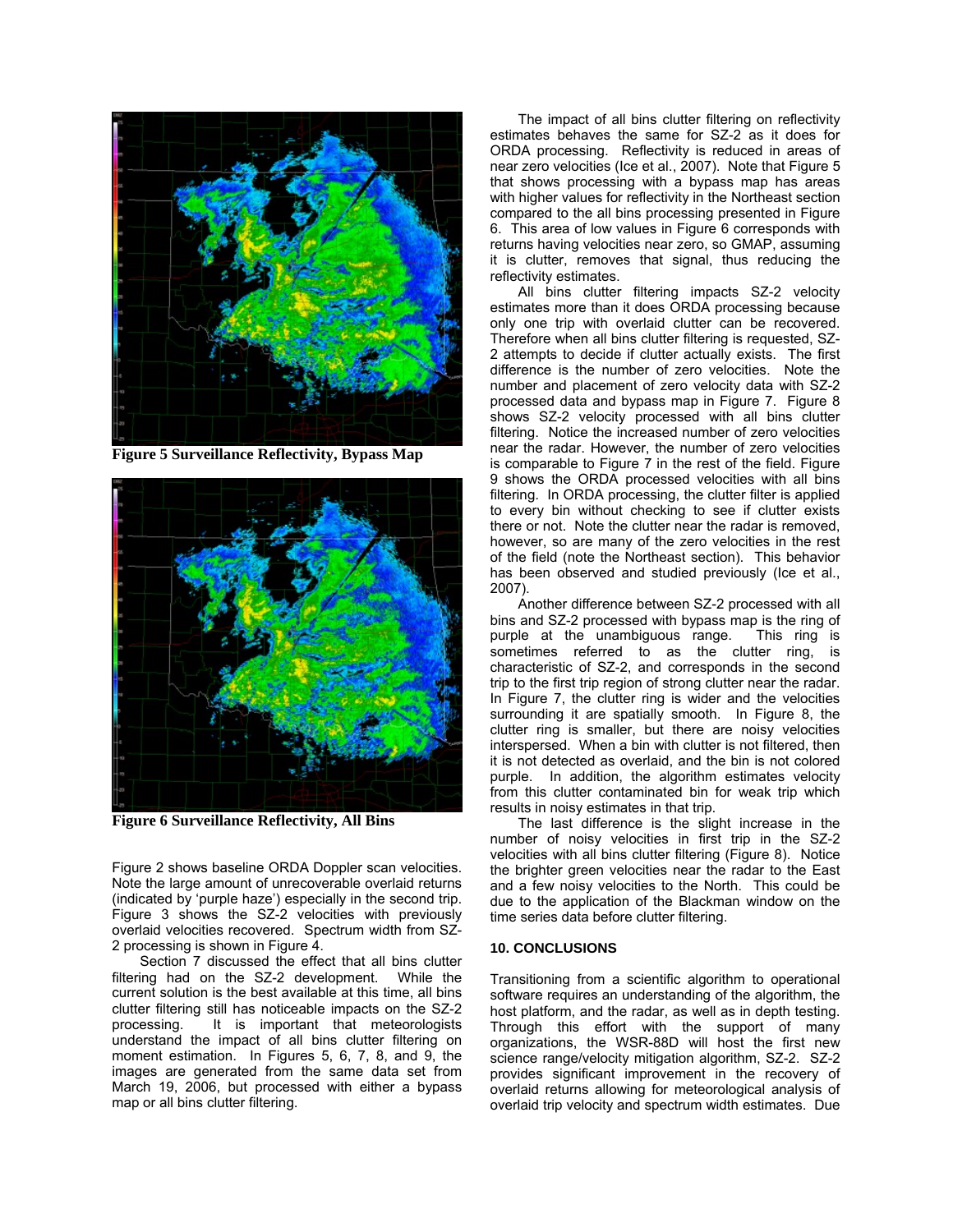**Figure 5 Surveillance Reflectivity, Bypass Map**

**Figure 6 Surveillance Reflectivity, All Bins**

Figure 2 shows baseline ORDA Doppler scan velocities. Note the large amount of unrecoverable overlaid returns (indicated by 'purple haze') especially in the second trip. Figure 3 shows the SZ-2 velocities with previously overlaid velocities recovered. Spectrum width from SZ-2 processing is shown in Figure 4.

Section 7 discussed the effect that all bins clutter filtering had on the SZ-2 development. While the current solution is the best available at this time, all bins clutter filtering still has noticeable impacts on the SZ-2 processing. It is important that meteorologists understand the impact of all bins clutter filtering on moment estimation. In Figures 5, 6, 7, 8, and 9, the images are generated from the same data set from March 19, 2006, but processed with either a bypass map or all bins clutter filtering.

The impact of all bins clutter filtering on reflectivity estimates behaves the same for SZ-2 as it does for ORDA processing. Reflectivity is reduced in areas of near zero velocities (Ice et al., 2007). Note that Figure 5 that shows processing with a bypass map has areas with higher values for reflectivity in the Northeast section compared to the all bins processing presented in Figure 6. This area of low values in Figure 6 corresponds with returns having velocities near zero, so GMAP, assuming it is clutter, removes that signal, thus reducing the reflectivity estimates.

All bins clutter filtering impacts SZ-2 velocity estimates more than it does ORDA processing because only one trip with overlaid clutter can be recovered. Therefore when all bins clutter filtering is requested, SZ-2 attempts to decide if clutter actually exists. The first difference is the number of zero velocities. Note the number and placement of zero velocity data with SZ-2 processed data and bypass map in Figure 7. Figure 8 shows SZ-2 velocity processed with all bins clutter filtering. Notice the increased number of zero velocities near the radar. However, the number of zero velocities is comparable to Figure 7 in the rest of the field. Figure 9 shows the ORDA processed velocities with all bins filtering. In ORDA processing, the clutter filter is applied to every bin without checking to see if clutter exists there or not. Note the clutter near the radar is removed, however, so are many of the zero velocities in the rest of the field (note the Northeast section). This behavior has been observed and studied previously (Ice et al., 2007).

Another difference between SZ-2 processed with all bins and SZ-2 processed with bypass map is the ring of purple at the unambiguous range. This ring is sometimes referred to as the clutter ring, is characteristic of SZ-2, and corresponds in the second trip to the first trip region of strong clutter near the radar. In Figure 7, the clutter ring is wider and the velocities surrounding it are spatially smooth. In Figure 8, the clutter ring is smaller, but there are noisy velocities interspersed. When a bin with clutter is not filtered, then it is not detected as overlaid, and the bin is not colored purple. In addition, the algorithm estimates velocity from this clutter contaminated bin for weak trip which results in noisy estimates in that trip.

The last difference is the slight increase in the number of noisy velocities in first trip in the SZ-2 velocities with all bins clutter filtering (Figure 8). Notice the brighter green velocities near the radar to the East and a few noisy velocities to the North. This could be due to the application of the Blackman window on the time series data before clutter filtering.

## 10. CONCLUSIONS

Transitioning from a scientific algorithm to operational software requires an understanding of the algorithm, the host platform, and the radar, as well as in depth testing. Through this effort with the support of many organizations, the WSR-88D will host the first new science range/velocity mitigation algorithm, SZ-2. SZ-2 provides significant improvement in the recovery of overlaid returns allowing for meteorological analysis of overlaid trip velocity and spectrum width estimates. Due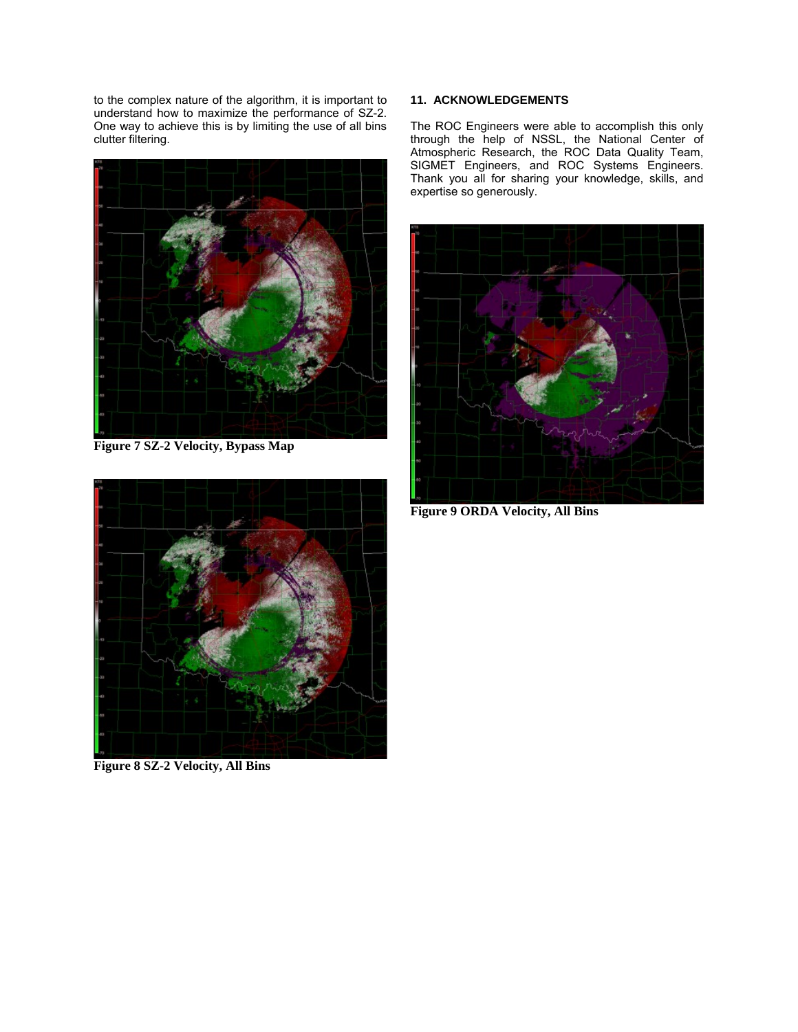to the complex nature of the algorithm, it is important to understand how to maximize the performance of SZ-2. One way to achieve this is by limiting the use of all bins clutter filtering.

**Figure 7 SZ-2 Velocity, Bypass Map**

**Figure 8 SZ-2 Velocity, All Bins**

## 11. ACKNOWLEDGEMENTS

The ROC Engineers were able to accomplish this only through the help of NSSL, the National Center of Atmospheric Research, the ROC Data Quality Team, SIGMET Engineers, and ROC Systems Engineers. Thank you all for sharing your knowledge, skills, and expertise so generously.

**Figure 9 ORDA Velocity, All Bins**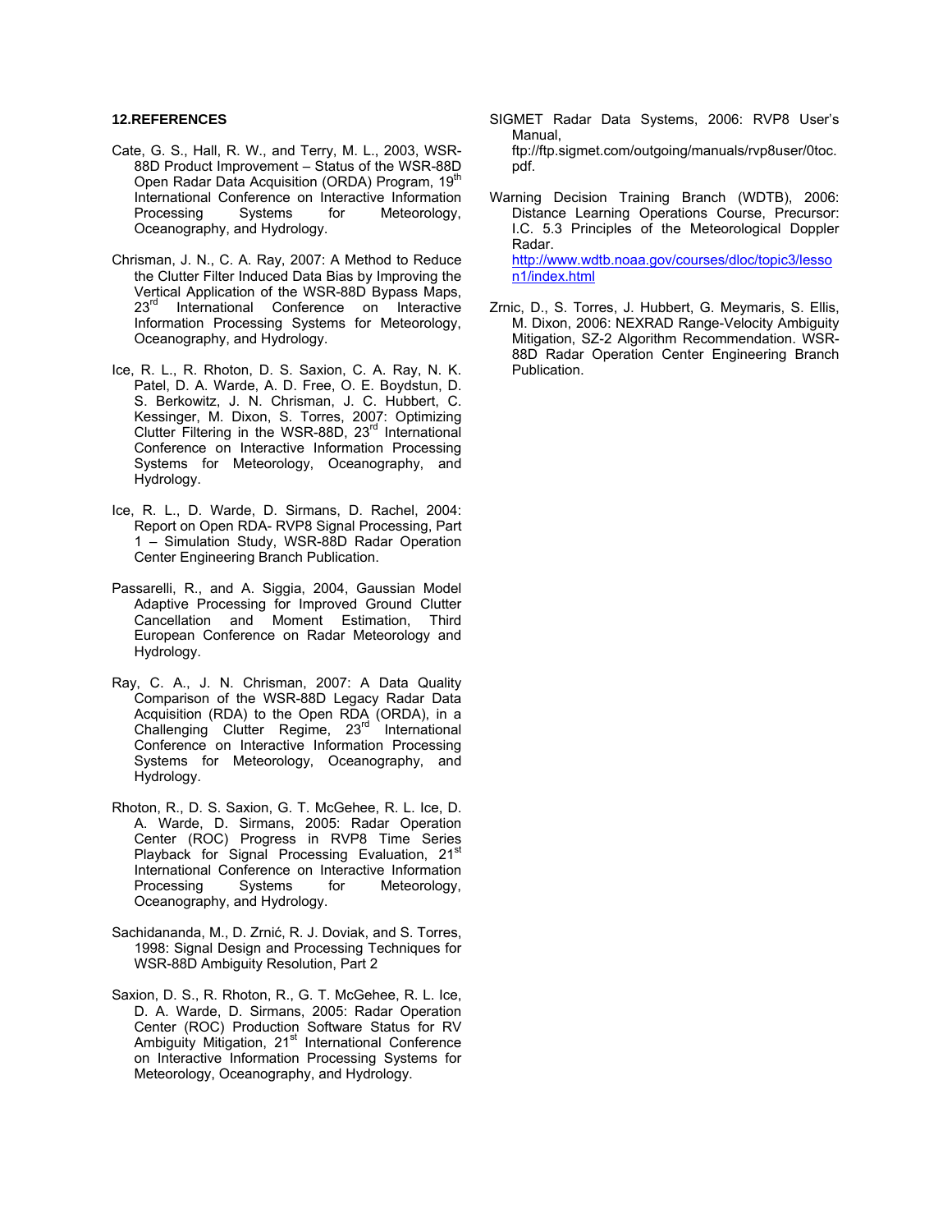## 12. REFERENCES

Cate, G. S., Hall, R. W., and Terry, M. L., 2003, WSR-88D Product Improvement – Status of the WSR-88D Open Radar Data Acquisition (ORDA) Program, 19th International Conference on Interactive Information Processing Systems for Meteorology, Oceanography, and Hydrology.

Chrisman, J. N., C. A. Ray, 2007: A Method to Reduce the Clutter Filter Induced Data Bias by Improving the Vertical Application of the WSR-88D Bypass Maps, 23rd International Conference on Interactive Information Processing Systems for Meteorology, Oceanography, and Hydrology.

Ice, R. L., R. Rhoton, D. S. Saxion, C. A. Ray, N. K. Patel, D. A. Warde, A. D. Free, O. E. Boydstun, D. S. Berkowitz, J. N. Chrisman, J. C. Hubbert, C. Kessinger, M. Dixon, S. Torres, 2007: Optimizing Clutter Filtering in the WSR-88D, 23rd International Conference on Interactive Information Processing Systems for Meteorology, Oceanography, and Hydrology.

Ice, R. L., D. Warde, D. Sirmans, D. Rachel, 2004: Report on Open RDA- RVP8 Signal Processing, Part 1 – Simulation Study, WSR-88D Radar Operation Center Engineering Branch Publication.

Passarelli, R., and A. Siggia, 2004, Gaussian Model Adaptive Processing for Improved Ground Clutter Cancellation and Moment Estimation, Third European Conference on Radar Meteorology and Hydrology.

Ray, C. A., J. N. Chrisman, 2007: A Data Quality Comparison of the WSR-88D Legacy Radar Data Acquisition (RDA) to the Open RDA (ORDA), in a Challenging Clutter Regime, 23rd International Conference on Interactive Information Processing Systems for Meteorology, Oceanography, and Hydrology.

Rhoton, R., D. S. Saxion, G. T. McGehee, R. L. Ice, D. A. Warde, D. Sirmans, 2005: Radar Operation Center (ROC) Progress in RVP8 Time Series Playback for Signal Processing Evaluation, 21st International Conference on Interactive Information Processing Systems for Meteorology, Oceanography, and Hydrology.

Sachidananda, M., D. Zrnić, R. J. Doviak, and S. Torres, 1998: Signal Design and Processing Techniques for WSR-88D Ambiguity Resolution, Part 2

Saxion, D. S., R. Rhoton, R., G. T. McGehee, R. L. Ice, D. A. Warde, D. Sirmans, 2005: Radar Operation Center (ROC) Production Software Status for RV Ambiguity Mitigation, 21st International Conference on Interactive Information Processing Systems for Meteorology, Oceanography, and Hydrology.

SIGMET Radar Data Systems, 2006: RVP8 User's Manual, ftp://ftp.sigmet.com/outgoing/manuals/rvp8user/0toc.pdf.

Warning Decision Training Branch (WDTB), 2006: Distance Learning Operations Course, Precursor: I.C. 5.3 Principles of the Meteorological Doppler Radar. http://www.wdtb.noaa.gov/courses/dloc/topic3/lesson1/index.html

Zrnic, D., S. Torres, J. Hubbert, G. Meymaris, S. Ellis, M. Dixon, 2006: NEXRAD Range-Velocity Ambiguity Mitigation, SZ-2 Algorithm Recommendation. WSR-88D Radar Operation Center Engineering Branch Publication.